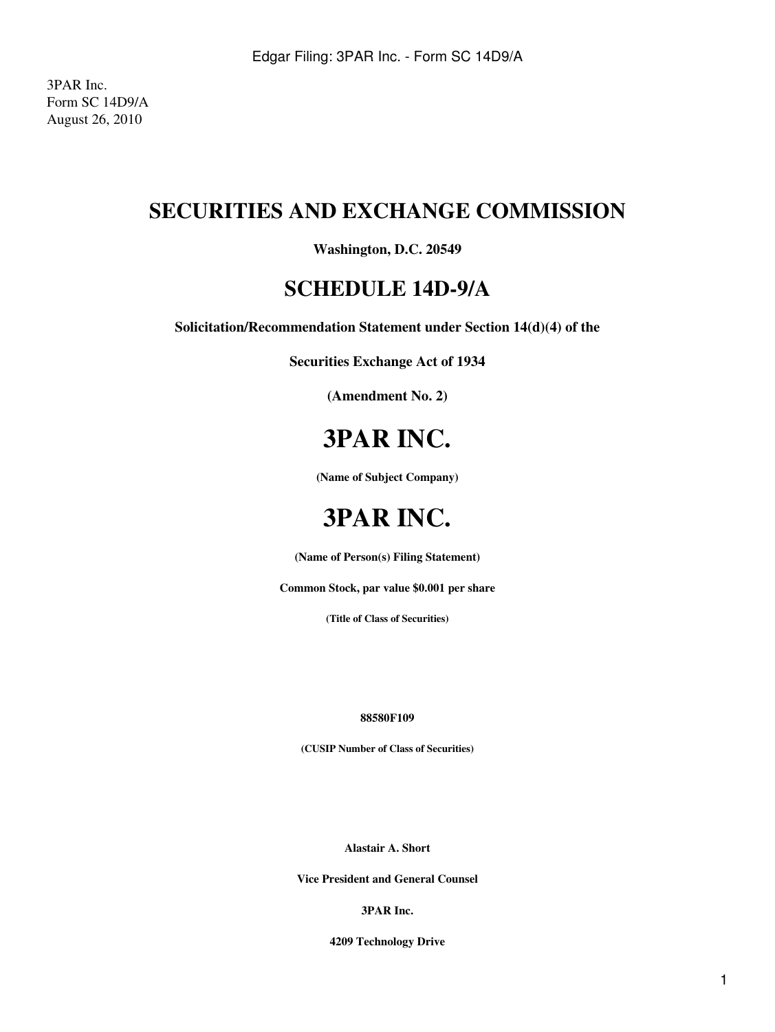3PAR Inc.
Form SC 14D9/A
August 26, 2010

# SECURITIES AND EXCHANGE COMMISSION

**Washington, D.C. 20549**

# SCHEDULE 14D-9/A

**Solicitation/Recommendation Statement under Section 14(d)(4) of the**

**Securities Exchange Act of 1934**

**(Amendment No. 2)**

# 3PAR INC.

**(Name of Subject Company)**

# 3PAR INC.

**(Name of Person(s) Filing Statement)**

**Common Stock, par value $0.001 per share**

**(Title of Class of Securities)**

**88580F109**

**(CUSIP Number of Class of Securities)**

**Alastair A. Short**

**Vice President and General Counsel**

**3PAR Inc.**

**4209 Technology Drive**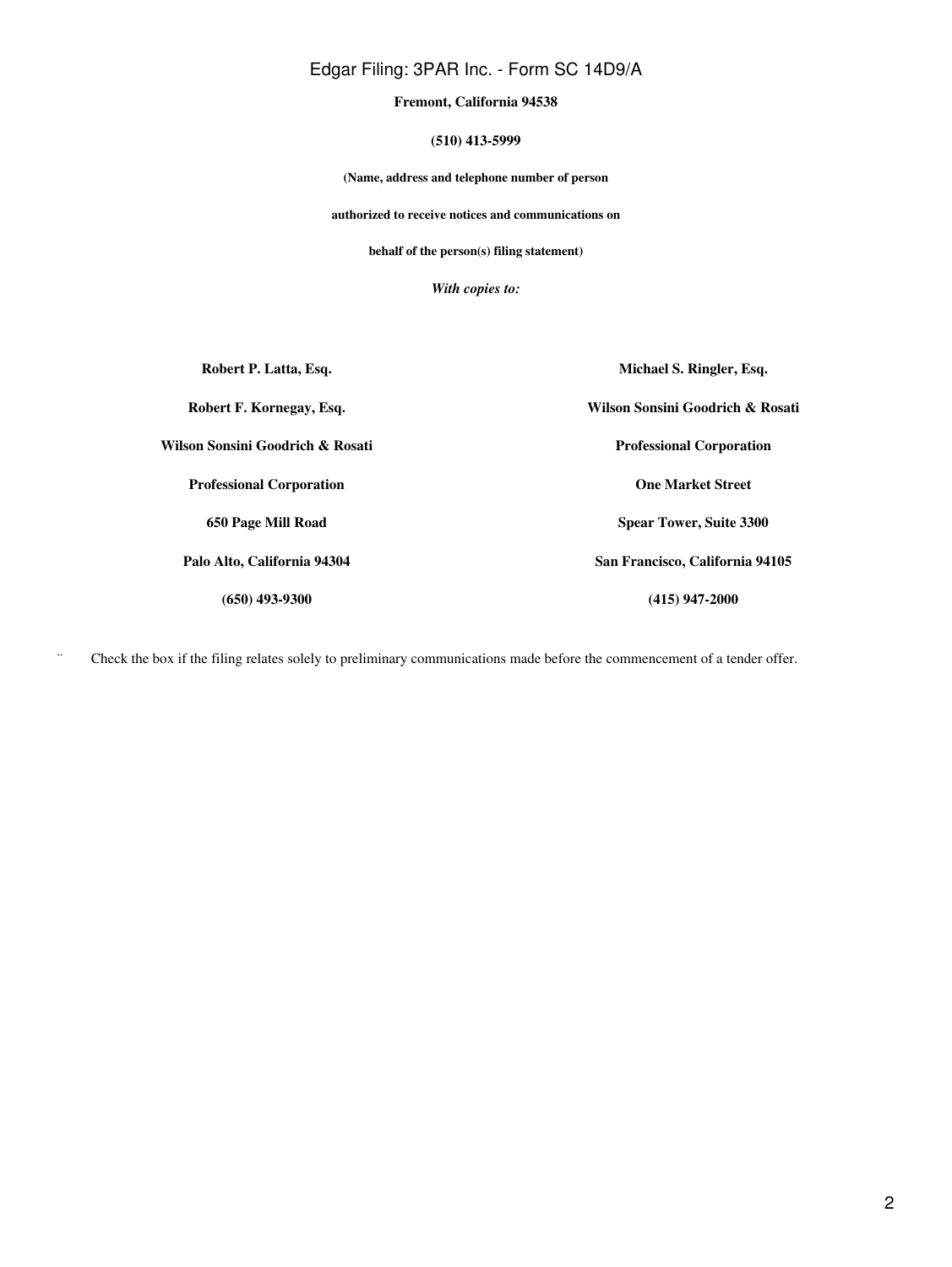**Fremont, California 94538**

**(510) 413-5999**

**(Name, address and telephone number of person**

**authorized to receive notices and communications on**

**behalf of the person(s) filing statement)**

***With copies to:***

| | |
|---|---|
| **Robert P. Latta, Esq.** | **Michael S. Ringler, Esq.** |
| **Robert F. Kornegay, Esq.** | **Wilson Sonsini Goodrich & Rosati** |
| **Wilson Sonsini Goodrich & Rosati** | **Professional Corporation** |
| **Professional Corporation** | **One Market Street** |
| **650 Page Mill Road** | **Spear Tower, Suite 3300** |
| **Palo Alto, California 94304** | **San Francisco, California 94105** |
| **(650) 493-9300** | **(415) 947-2000** |

¨ Check the box if the filing relates solely to preliminary communications made before the commencement of a tender offer.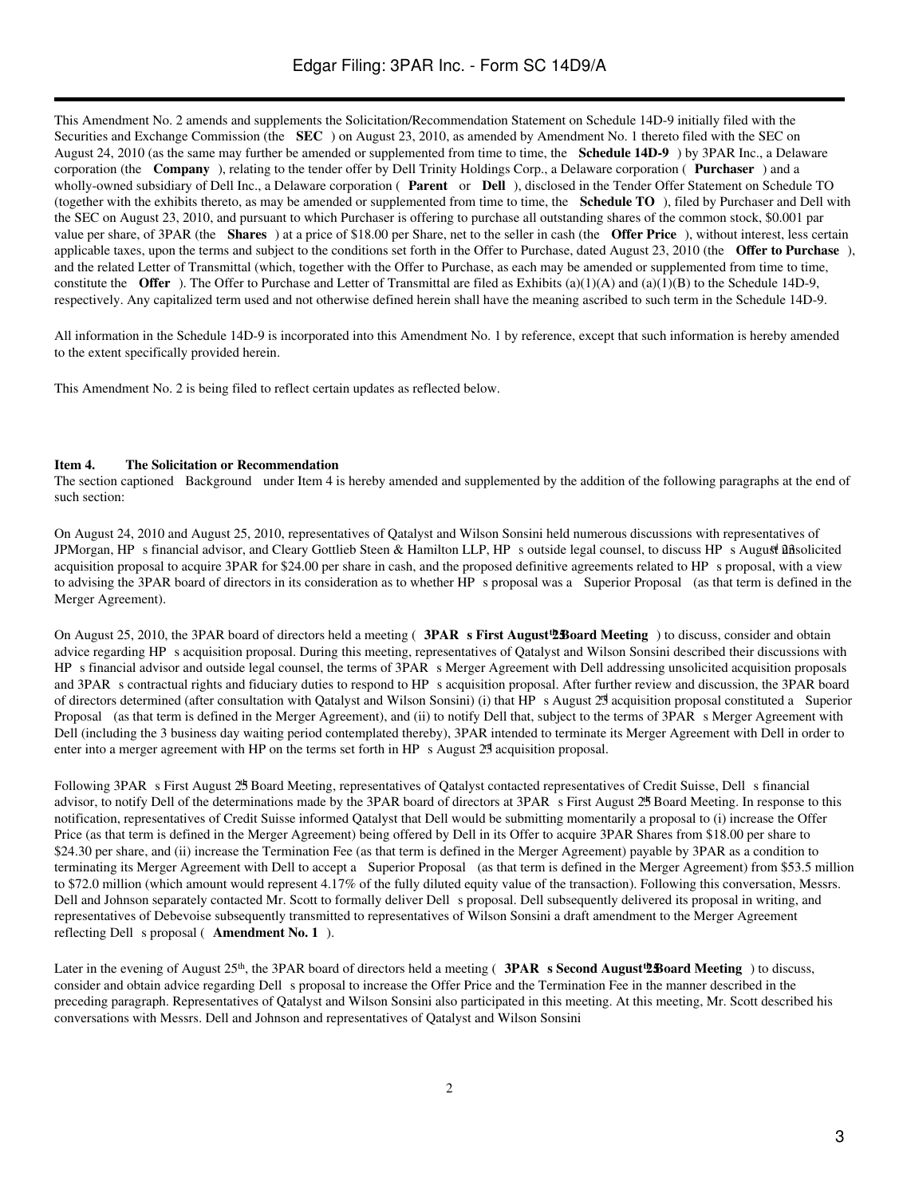This Amendment No. 2 amends and supplements the Solicitation/Recommendation Statement on Schedule 14D-9 initially filed with the Securities and Exchange Commission (the **SEC**) on August 23, 2010, as amended by Amendment No. 1 thereto filed with the SEC on August 24, 2010 (as the same may further be amended or supplemented from time to time, the **Schedule 14D-9**) by 3PAR Inc., a Delaware corporation (the **Company**), relating to the tender offer by Dell Trinity Holdings Corp., a Delaware corporation (**Purchaser**) and a wholly-owned subsidiary of Dell Inc., a Delaware corporation (**Parent** or **Dell**), disclosed in the Tender Offer Statement on Schedule TO (together with the exhibits thereto, as may be amended or supplemented from time to time, the **Schedule TO**), filed by Purchaser and Dell with the SEC on August 23, 2010, and pursuant to which Purchaser is offering to purchase all outstanding shares of the common stock, $0.001 par value per share, of 3PAR (the **Shares**) at a price of $18.00 per Share, net to the seller in cash (the **Offer Price**), without interest, less certain applicable taxes, upon the terms and subject to the conditions set forth in the Offer to Purchase, dated August 23, 2010 (the **Offer to Purchase**), and the related Letter of Transmittal (which, together with the Offer to Purchase, as each may be amended or supplemented from time to time, constitute the **Offer**). The Offer to Purchase and Letter of Transmittal are filed as Exhibits (a)(1)(A) and (a)(1)(B) to the Schedule 14D-9, respectively. Any capitalized term used and not otherwise defined herein shall have the meaning ascribed to such term in the Schedule 14D-9.

All information in the Schedule 14D-9 is incorporated into this Amendment No. 1 by reference, except that such information is hereby amended to the extent specifically provided herein.

This Amendment No. 2 is being filed to reflect certain updates as reflected below.

**Item 4. The Solicitation or Recommendation**

The section captioned Background under Item 4 is hereby amended and supplemented by the addition of the following paragraphs at the end of such section:

On August 24, 2010 and August 25, 2010, representatives of Qatalyst and Wilson Sonsini held numerous discussions with representatives of JPMorgan, HP s financial advisor, and Cleary Gottlieb Steen & Hamilton LLP, HP s outside legal counsel, to discuss HP s August 23rd unsolicited acquisition proposal to acquire 3PAR for $24.00 per share in cash, and the proposed definitive agreements related to HP s proposal, with a view to advising the 3PAR board of directors in its consideration as to whether HP s proposal was a Superior Proposal (as that term is defined in the Merger Agreement).

On August 25, 2010, the 3PAR board of directors held a meeting (**3PAR s First August 25th Board Meeting**) to discuss, consider and obtain advice regarding HP s acquisition proposal. During this meeting, representatives of Qatalyst and Wilson Sonsini described their discussions with HP s financial advisor and outside legal counsel, the terms of 3PAR s Merger Agreement with Dell addressing unsolicited acquisition proposals and 3PAR s contractual rights and fiduciary duties to respond to HP s acquisition proposal. After further review and discussion, the 3PAR board of directors determined (after consultation with Qatalyst and Wilson Sonsini) (i) that HP s August 23rd acquisition proposal constituted a Superior Proposal (as that term is defined in the Merger Agreement), and (ii) to notify Dell that, subject to the terms of 3PAR s Merger Agreement with Dell (including the 3 business day waiting period contemplated thereby), 3PAR intended to terminate its Merger Agreement with Dell in order to enter into a merger agreement with HP on the terms set forth in HP s August 23rd acquisition proposal.

Following 3PAR s First August 25th Board Meeting, representatives of Qatalyst contacted representatives of Credit Suisse, Dell s financial advisor, to notify Dell of the determinations made by the 3PAR board of directors at 3PAR s First August 25th Board Meeting. In response to this notification, representatives of Credit Suisse informed Qatalyst that Dell would be submitting momentarily a proposal to (i) increase the Offer Price (as that term is defined in the Merger Agreement) being offered by Dell in its Offer to acquire 3PAR Shares from $18.00 per share to $24.30 per share, and (ii) increase the Termination Fee (as that term is defined in the Merger Agreement) payable by 3PAR as a condition to terminating its Merger Agreement with Dell to accept a Superior Proposal (as that term is defined in the Merger Agreement) from $53.5 million to $72.0 million (which amount would represent 4.17% of the fully diluted equity value of the transaction). Following this conversation, Messrs. Dell and Johnson separately contacted Mr. Scott to formally deliver Dell s proposal. Dell subsequently delivered its proposal in writing, and representatives of Debevoise subsequently transmitted to representatives of Wilson Sonsini a draft amendment to the Merger Agreement reflecting Dell s proposal (**Amendment No. 1**).

Later in the evening of August 25th, the 3PAR board of directors held a meeting (**3PAR s Second August 25th Board Meeting**) to discuss, consider and obtain advice regarding Dell s proposal to increase the Offer Price and the Termination Fee in the manner described in the preceding paragraph. Representatives of Qatalyst and Wilson Sonsini also participated in this meeting. At this meeting, Mr. Scott described his conversations with Messrs. Dell and Johnson and representatives of Qatalyst and Wilson Sonsini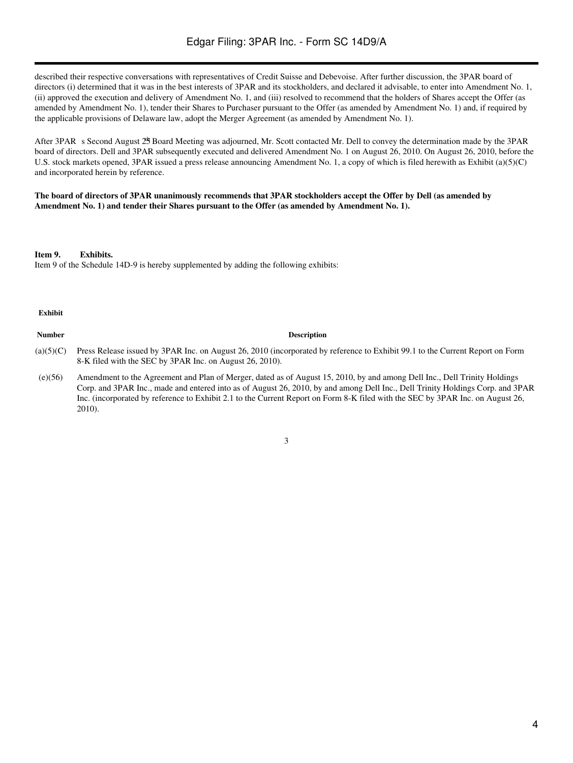described their respective conversations with representatives of Credit Suisse and Debevoise. After further discussion, the 3PAR board of directors (i) determined that it was in the best interests of 3PAR and its stockholders, and declared it advisable, to enter into Amendment No. 1, (ii) approved the execution and delivery of Amendment No. 1, and (iii) resolved to recommend that the holders of Shares accept the Offer (as amended by Amendment No. 1), tender their Shares to Purchaser pursuant to the Offer (as amended by Amendment No. 1) and, if required by the applicable provisions of Delaware law, adopt the Merger Agreement (as amended by Amendment No. 1).

After 3PAR s Second August 25th Board Meeting was adjourned, Mr. Scott contacted Mr. Dell to convey the determination made by the 3PAR board of directors. Dell and 3PAR subsequently executed and delivered Amendment No. 1 on August 26, 2010. On August 26, 2010, before the U.S. stock markets opened, 3PAR issued a press release announcing Amendment No. 1, a copy of which is filed herewith as Exhibit (a)(5)(C) and incorporated herein by reference.

**The board of directors of 3PAR unanimously recommends that 3PAR stockholders accept the Offer by Dell (as amended by Amendment No. 1) and tender their Shares pursuant to the Offer (as amended by Amendment No. 1).**

**Item 9. Exhibits.**

Item 9 of the Schedule 14D-9 is hereby supplemented by adding the following exhibits:

| Exhibit Number | Description |
|---|---|
| (a)(5)(C) | Press Release issued by 3PAR Inc. on August 26, 2010 (incorporated by reference to Exhibit 99.1 to the Current Report on Form 8-K filed with the SEC by 3PAR Inc. on August 26, 2010). |
| (e)(56) | Amendment to the Agreement and Plan of Merger, dated as of August 15, 2010, by and among Dell Inc., Dell Trinity Holdings Corp. and 3PAR Inc., made and entered into as of August 26, 2010, by and among Dell Inc., Dell Trinity Holdings Corp. and 3PAR Inc. (incorporated by reference to Exhibit 2.1 to the Current Report on Form 8-K filed with the SEC by 3PAR Inc. on August 26, 2010). |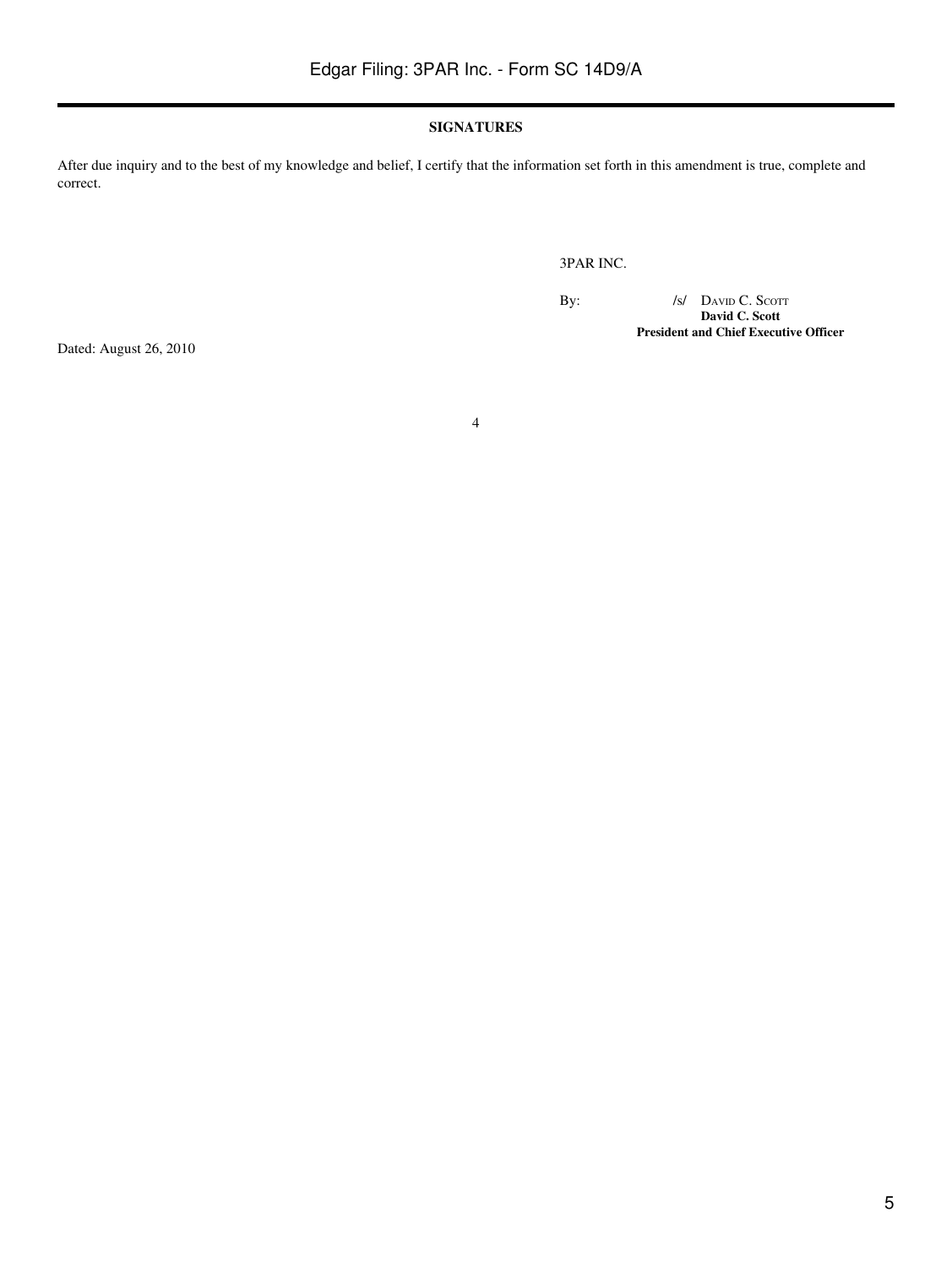**SIGNATURES**

After due inquiry and to the best of my knowledge and belief, I certify that the information set forth in this amendment is true, complete and correct.

3PAR INC.

By: /s/ DAVID C. SCOTT
**David C. Scott**
**President and Chief Executive Officer**

Dated: August 26, 2010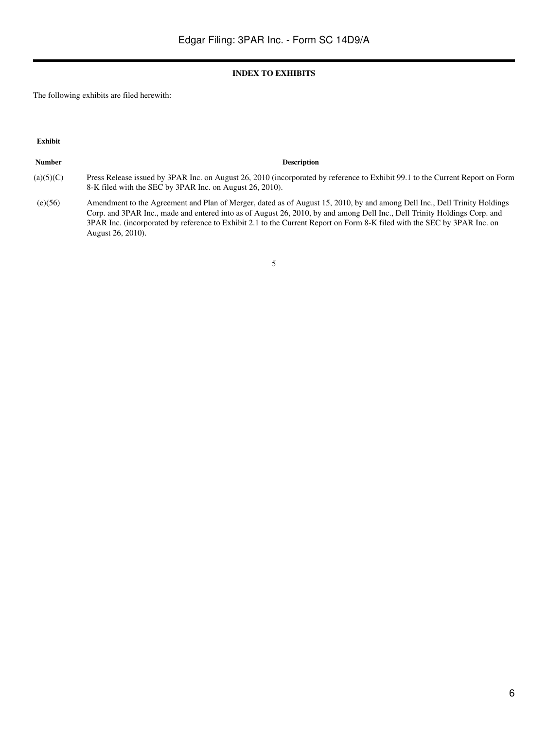## INDEX TO EXHIBITS

The following exhibits are filed herewith:

| Exhibit Number | Description |
|---|---|
| (a)(5)(C) | Press Release issued by 3PAR Inc. on August 26, 2010 (incorporated by reference to Exhibit 99.1 to the Current Report on Form 8-K filed with the SEC by 3PAR Inc. on August 26, 2010). |
| (e)(56) | Amendment to the Agreement and Plan of Merger, dated as of August 15, 2010, by and among Dell Inc., Dell Trinity Holdings Corp. and 3PAR Inc., made and entered into as of August 26, 2010, by and among Dell Inc., Dell Trinity Holdings Corp. and 3PAR Inc. (incorporated by reference to Exhibit 2.1 to the Current Report on Form 8-K filed with the SEC by 3PAR Inc. on August 26, 2010). |